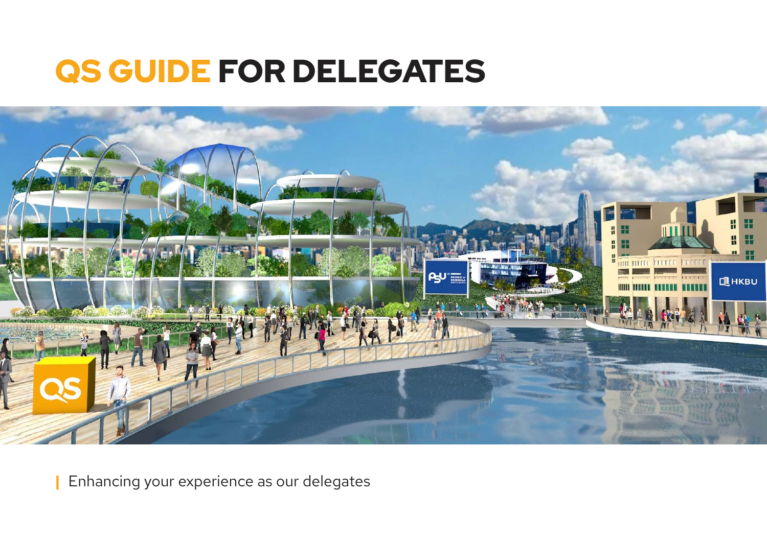# QS GUIDE FOR DELEGATES

Enhancing your experience as our delegates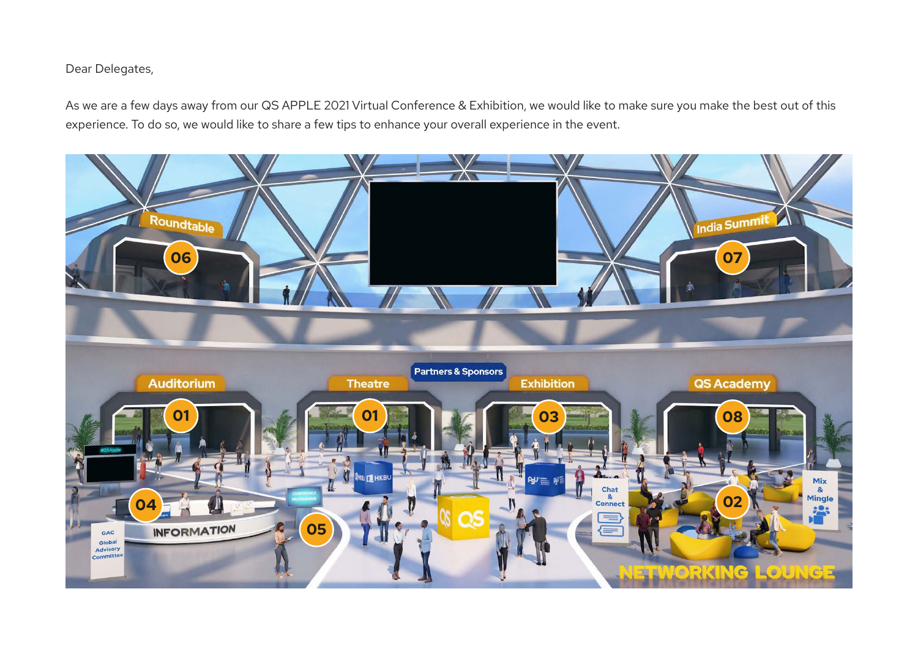Dear Delegates,

As we are a few days away from our QS APPLE 2021 Virtual Conference & Exhibition, we would like to make sure you make the best out of this experience. To do so, we would like to share a few tips to enhance your overall experience in the event.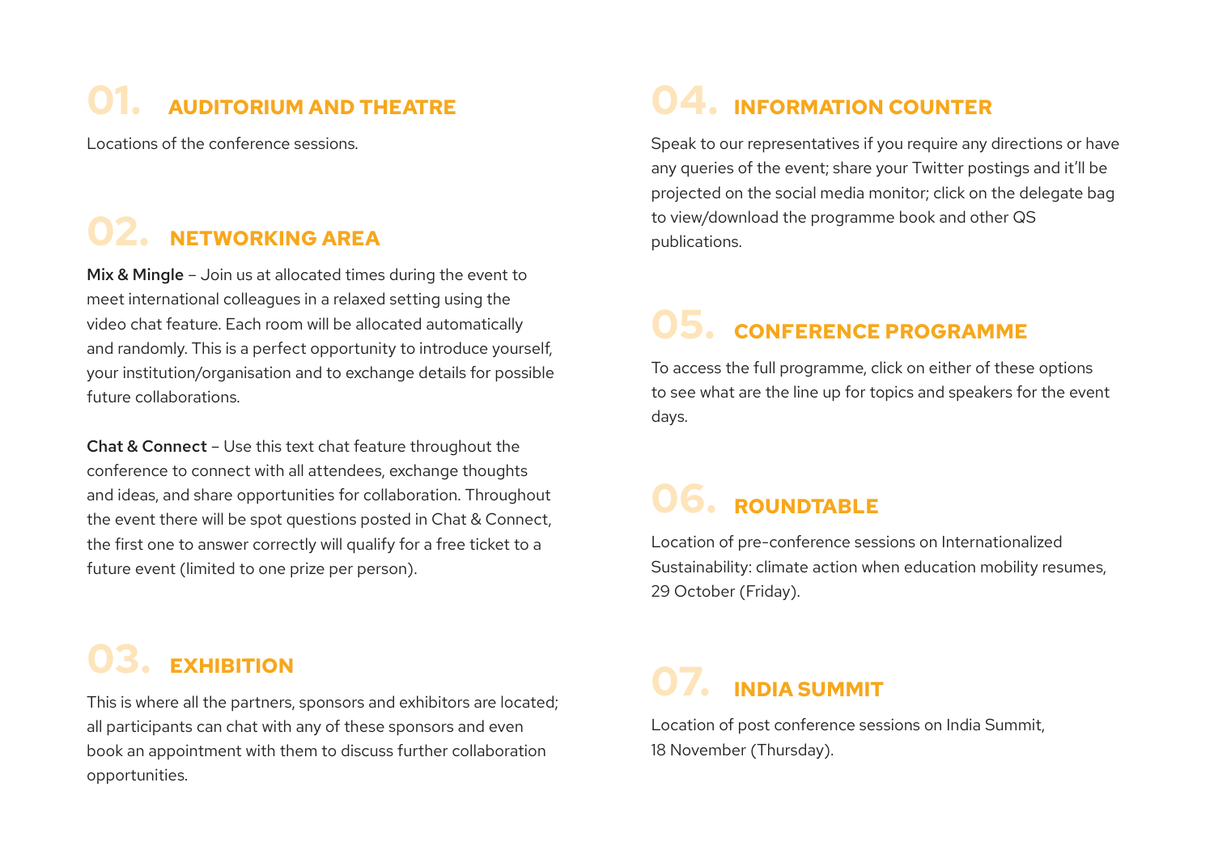## 01. AUDITORIUM AND THEATRE

Locations of the conference sessions.

## 02. NETWORKING AREA

**Mix & Mingle** – Join us at allocated times during the event to meet international colleagues in a relaxed setting using the video chat feature. Each room will be allocated automatically and randomly. This is a perfect opportunity to introduce yourself, your institution/organisation and to exchange details for possible future collaborations.

**Chat & Connect** – Use this text chat feature throughout the conference to connect with all attendees, exchange thoughts and ideas, and share opportunities for collaboration. Throughout the event there will be spot questions posted in Chat & Connect, the first one to answer correctly will qualify for a free ticket to a future event (limited to one prize per person).

## 03. EXHIBITION

This is where all the partners, sponsors and exhibitors are located; all participants can chat with any of these sponsors and even book an appointment with them to discuss further collaboration opportunities.

## 04. INFORMATION COUNTER

Speak to our representatives if you require any directions or have any queries of the event; share your Twitter postings and it'll be projected on the social media monitor; click on the delegate bag to view/download the programme book and other QS publications.

## 05. CONFERENCE PROGRAMME

To access the full programme, click on either of these options to see what are the line up for topics and speakers for the event days.

## 06. ROUNDTABLE

Location of pre-conference sessions on Internationalized Sustainability: climate action when education mobility resumes, 29 October (Friday).

## 07. INDIA SUMMIT

Location of post conference sessions on India Summit, 18 November (Thursday).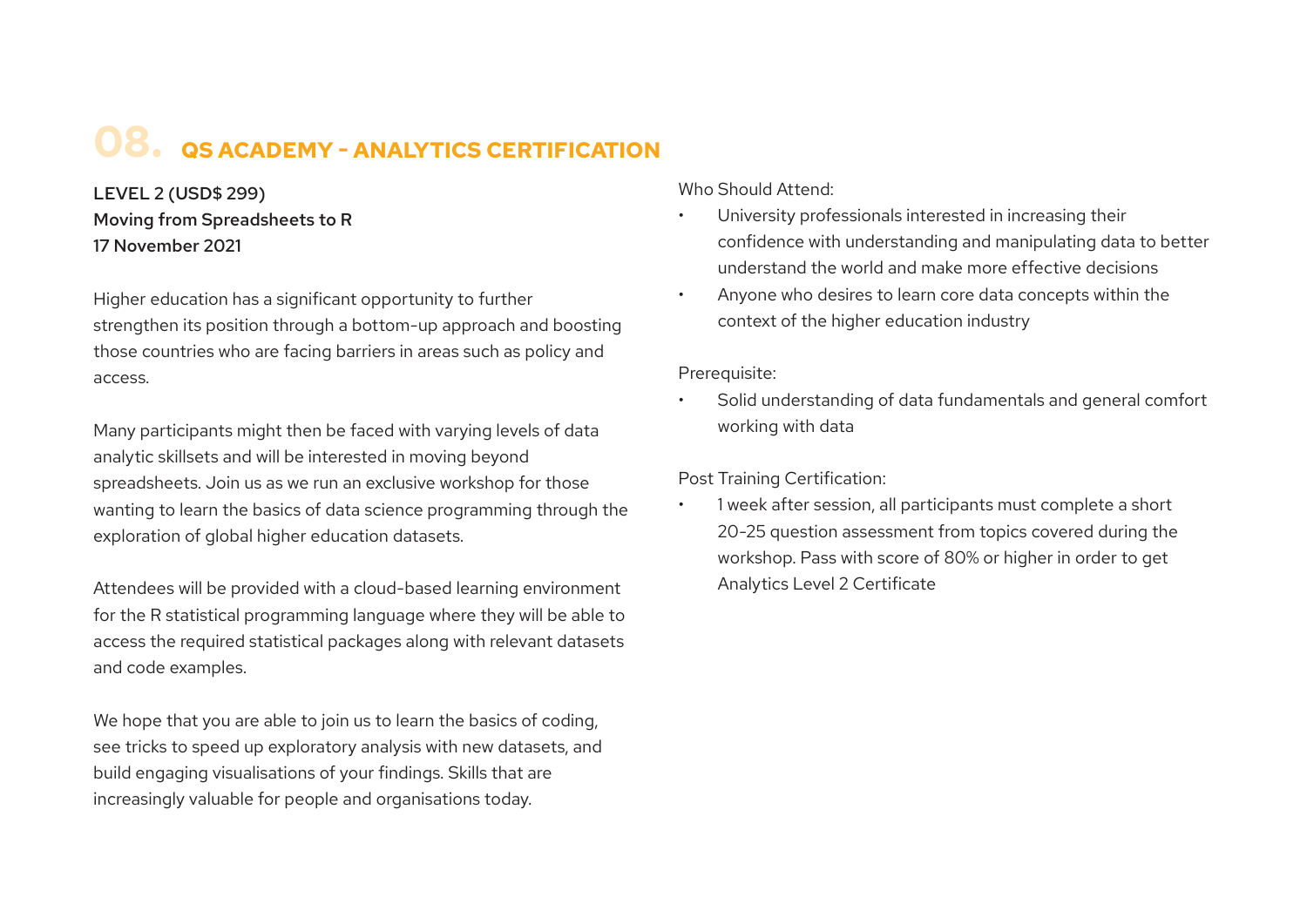# 08. QS ACADEMY - ANALYTICS CERTIFICATION

**LEVEL 2 (USD$ 299)**
**Moving from Spreadsheets to R**
**17 November 2021**

Higher education has a significant opportunity to further strengthen its position through a bottom-up approach and boosting those countries who are facing barriers in areas such as policy and access.

Many participants might then be faced with varying levels of data analytic skillsets and will be interested in moving beyond spreadsheets. Join us as we run an exclusive workshop for those wanting to learn the basics of data science programming through the exploration of global higher education datasets.

Attendees will be provided with a cloud-based learning environment for the R statistical programming language where they will be able to access the required statistical packages along with relevant datasets and code examples.

We hope that you are able to join us to learn the basics of coding, see tricks to speed up exploratory analysis with new datasets, and build engaging visualisations of your findings. Skills that are increasingly valuable for people and organisations today.

Who Should Attend:

- University professionals interested in increasing their confidence with understanding and manipulating data to better understand the world and make more effective decisions
- Anyone who desires to learn core data concepts within the context of the higher education industry

Prerequisite:

- Solid understanding of data fundamentals and general comfort working with data

Post Training Certification:

- 1 week after session, all participants must complete a short 20-25 question assessment from topics covered during the workshop. Pass with score of 80% or higher in order to get Analytics Level 2 Certificate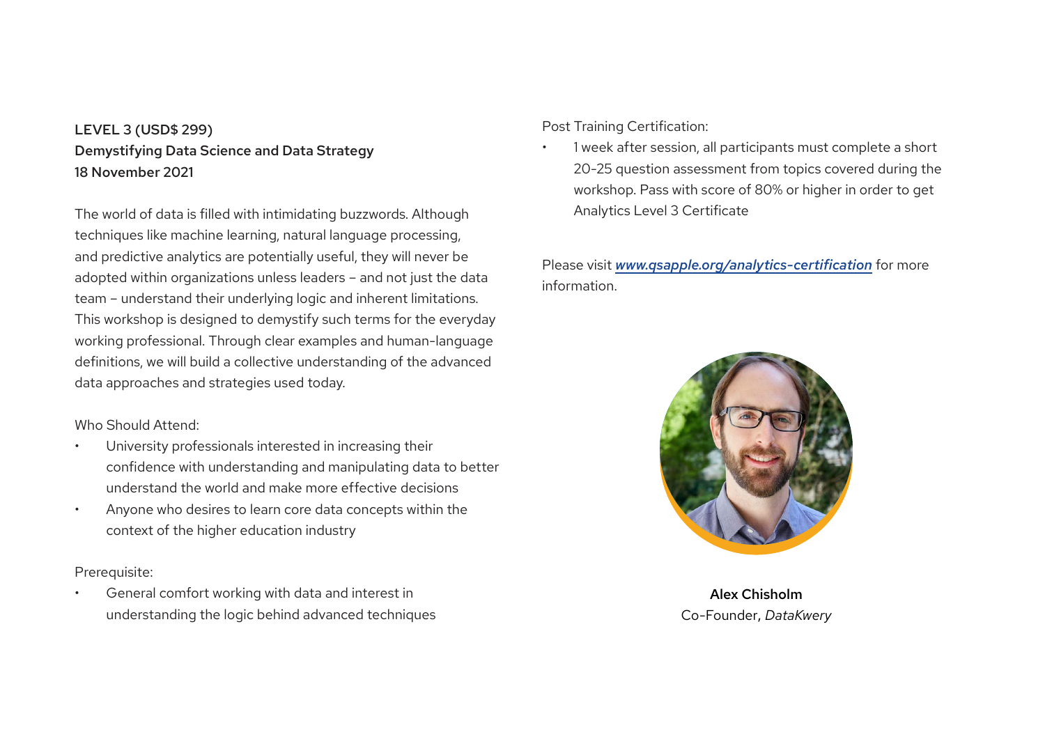**LEVEL 3 (USD$ 299)**
**Demystifying Data Science and Data Strategy**
**18 November 2021**

The world of data is filled with intimidating buzzwords. Although techniques like machine learning, natural language processing, and predictive analytics are potentially useful, they will never be adopted within organizations unless leaders – and not just the data team – understand their underlying logic and inherent limitations. This workshop is designed to demystify such terms for the everyday working professional. Through clear examples and human-language definitions, we will build a collective understanding of the advanced data approaches and strategies used today.

Who Should Attend:

- University professionals interested in increasing their confidence with understanding and manipulating data to better understand the world and make more effective decisions
- Anyone who desires to learn core data concepts within the context of the higher education industry

Prerequisite:

- General comfort working with data and interest in understanding the logic behind advanced techniques

Post Training Certification:

- 1 week after session, all participants must complete a short 20-25 question assessment from topics covered during the workshop. Pass with score of 80% or higher in order to get Analytics Level 3 Certificate

Please visit ***www.qsapple.org/analytics-certification*** for more information.

**Alex Chisholm**
Co-Founder, *DataKwery*